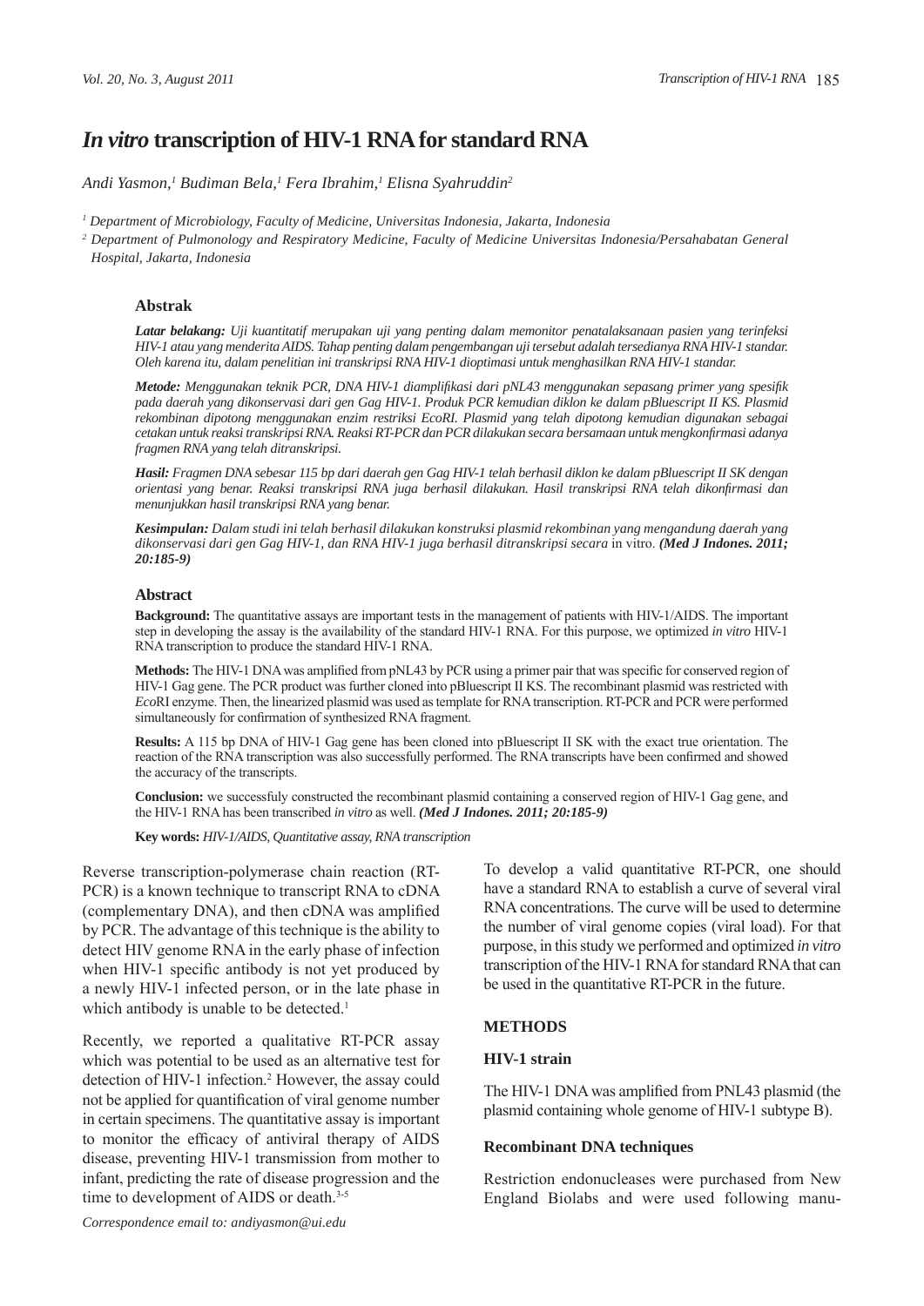# *In vitro* transcription of HIV-1 RNA for standard RNA

*Andi Yasmon,[1] Budiman Bela,[1] Fera Ibrahim,[1] Elisna Syahruddin[2]*

[1] *Department of Microbiology, Faculty of Medicine, Universitas Indonesia, Jakarta, Indonesia*

[2] *Department of Pulmonology and Respiratory Medicine, Faculty of Medicine Universitas Indonesia/Persahabatan General Hospital, Jakarta, Indonesia*

## Abstrak

***Latar belakang:*** *Uji kuantitatif merupakan uji yang penting dalam memonitor penatalaksanaan pasien yang terinfeksi HIV-1 atau yang menderita AIDS. Tahap penting dalam pengembangan uji tersebut adalah tersedianya RNA HIV-1 standar. Oleh karena itu, dalam penelitian ini transkripsi RNA HIV-1 dioptimasi untuk menghasilkan RNA HIV-1 standar.*

***Metode:*** *Menggunakan teknik PCR, DNA HIV-1 diamplifikasi dari pNL43 menggunakan sepasang primer yang spesifik pada daerah yang dikonservasi dari gen Gag HIV-1. Produk PCR kemudian diklon ke dalam pBluescript II KS. Plasmid rekombinan dipotong menggunakan enzim restriksi EcoRI. Plasmid yang telah dipotong kemudian digunakan sebagai cetakan untuk reaksi transkripsi RNA. Reaksi RT-PCR dan PCR dilakukan secara bersamaan untuk mengkonfirmasi adanya fragmen RNA yang telah ditranskripsi.*

***Hasil:*** *Fragmen DNA sebesar 115 bp dari daerah gen Gag HIV-1 telah berhasil diklon ke dalam pBluescript II SK dengan orientasi yang benar. Reaksi transkripsi RNA juga berhasil dilakukan. Hasil transkripsi RNA telah dikonfirmasi dan menunjukkan hasil transkripsi RNA yang benar.*

***Kesimpulan:*** *Dalam studi ini telah berhasil dilakukan konstruksi plasmid rekombinan yang mengandung daerah yang dikonservasi dari gen Gag HIV-1, dan RNA HIV-1 juga berhasil ditranskripsi secara* in vitro. ***(Med J Indones. 2011; 20:185-9)***

## Abstract

**Background:** The quantitative assays are important tests in the management of patients with HIV-1/AIDS. The important step in developing the assay is the availability of the standard HIV-1 RNA. For this purpose, we optimized *in vitro* HIV-1 RNA transcription to produce the standard HIV-1 RNA.

**Methods:** The HIV-1 DNA was amplified from pNL43 by PCR using a primer pair that was specific for conserved region of HIV-1 Gag gene. The PCR product was further cloned into pBluescript II KS. The recombinant plasmid was restricted with *Eco*RI enzyme. Then, the linearized plasmid was used as template for RNA transcription. RT-PCR and PCR were performed simultaneously for confirmation of synthesized RNA fragment.

**Results:** A 115 bp DNA of HIV-1 Gag gene has been cloned into pBluescript II SK with the exact true orientation. The reaction of the RNA transcription was also successfully performed. The RNA transcripts have been confirmed and showed the accuracy of the transcripts.

**Conclusion:** we successfuly constructed the recombinant plasmid containing a conserved region of HIV-1 Gag gene, and the HIV-1 RNA has been transcribed *in vitro* as well. ***(Med J Indones. 2011; 20:185-9)***

**Key words:** *HIV-1/AIDS, Quantitative assay, RNA transcription*

Reverse transcription-polymerase chain reaction (RT-PCR) is a known technique to transcript RNA to cDNA (complementary DNA), and then cDNA was amplified by PCR. The advantage of this technique is the ability to detect HIV genome RNA in the early phase of infection when HIV-1 specific antibody is not yet produced by a newly HIV-1 infected person, or in the late phase in which antibody is unable to be detected.[1]

Recently, we reported a qualitative RT-PCR assay which was potential to be used as an alternative test for detection of HIV-1 infection.[2] However, the assay could not be applied for quantification of viral genome number in certain specimens. The quantitative assay is important to monitor the efficacy of antiviral therapy of AIDS disease, preventing HIV-1 transmission from mother to infant, predicting the rate of disease progression and the time to development of AIDS or death.[3-5]

To develop a valid quantitative RT-PCR, one should have a standard RNA to establish a curve of several viral RNA concentrations. The curve will be used to determine the number of viral genome copies (viral load). For that purpose, in this study we performed and optimized *in vitro* transcription of the HIV-1 RNA for standard RNA that can be used in the quantitative RT-PCR in the future.

## METHODS

### HIV-1 strain

The HIV-1 DNA was amplified from PNL43 plasmid (the plasmid containing whole genome of HIV-1 subtype B).

### Recombinant DNA techniques

Restriction endonucleases were purchased from New England Biolabs and were used following manu-

*Correspondence email to: andiyasmon@ui.edu*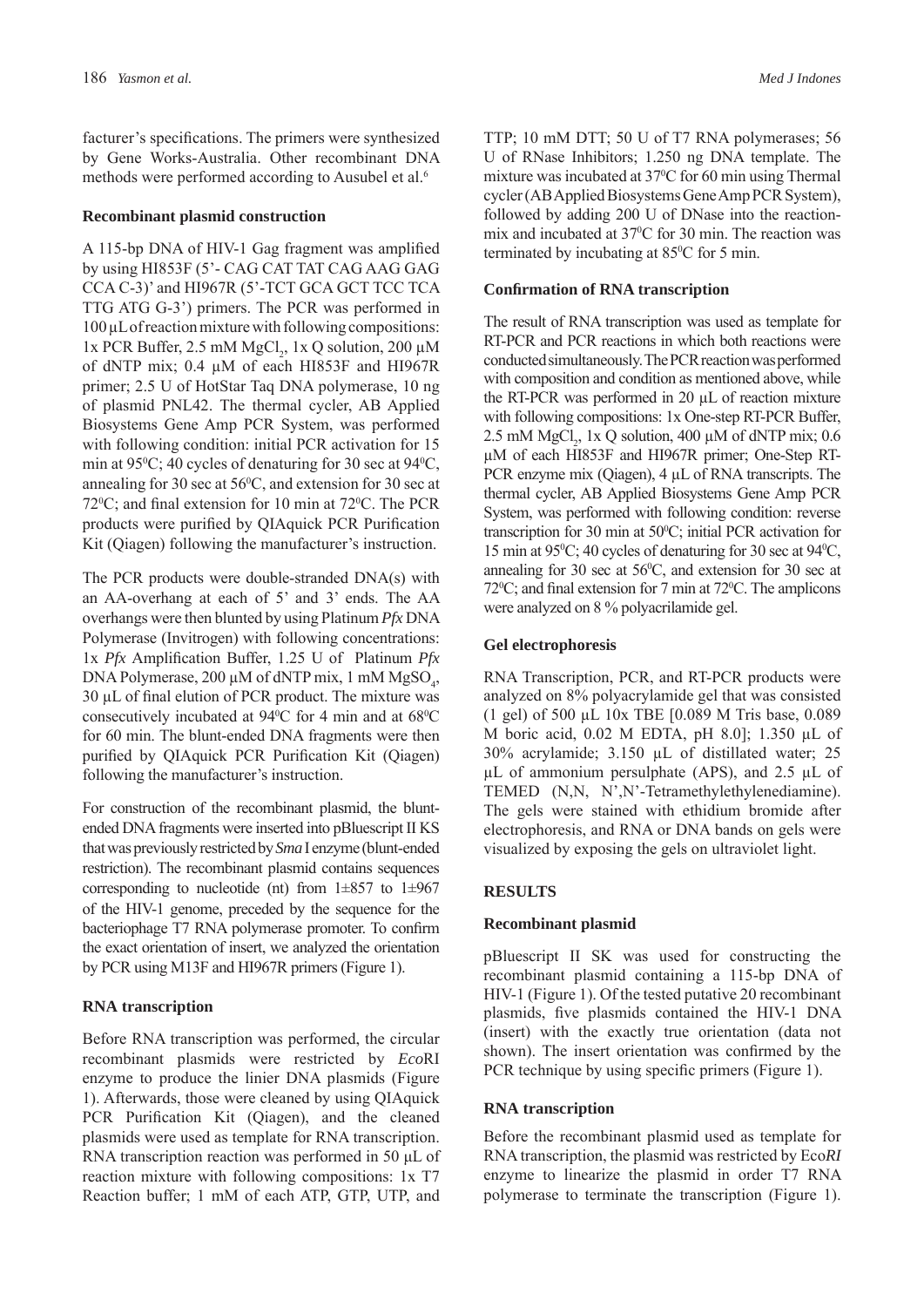facturer's specifications. The primers were synthesized by Gene Works-Australia. Other recombinant DNA methods were performed according to Ausubel et al.[6]

**Recombinant plasmid construction**

A 115-bp DNA of HIV-1 Gag fragment was amplified by using HI853F (5'- CAG CAT TAT CAG AAG GAG CCA C-3)' and HI967R (5'-TCT GCA GCT TCC TCA TTG ATG G-3') primers. The PCR was performed in 100 µL of reaction mixture with following compositions: 1x PCR Buffer, 2.5 mM $MgCl_2$, 1x Q solution, 200 µM of dNTP mix; 0.4 µM of each HI853F and HI967R primer; 2.5 U of HotStar Taq DNA polymerase, 10 ng of plasmid PNL42. The thermal cycler, AB Applied Biosystems Gene Amp PCR System, was performed with following condition: initial PCR activation for 15 min at 95$^0$C; 40 cycles of denaturing for 30 sec at 94$^0$C, annealing for 30 sec at 56$^0$C, and extension for 30 sec at 72$^0$C; and final extension for 10 min at 72$^0$C. The PCR products were purified by QIAquick PCR Purification Kit (Qiagen) following the manufacturer's instruction.

The PCR products were double-stranded DNA(s) with an AA-overhang at each of 5' and 3' ends. The AA overhangs were then blunted by using Platinum *Pfx* DNA Polymerase (Invitrogen) with following concentrations: 1x *Pfx* Amplification Buffer, 1.25 U of Platinum *Pfx* DNA Polymerase, 200 µM of dNTP mix, 1 mM $MgSO_4$, 30 µL of final elution of PCR product. The mixture was consecutively incubated at 94$^0$C for 4 min and at 68$^0$C for 60 min. The blunt-ended DNA fragments were then purified by QIAquick PCR Purification Kit (Qiagen) following the manufacturer's instruction.

For construction of the recombinant plasmid, the blunt-ended DNA fragments were inserted into pBluescript II KS that was previously restricted by *Sma* I enzyme (blunt-ended restriction). The recombinant plasmid contains sequences corresponding to nucleotide (nt) from 1±857 to 1±967 of the HIV-1 genome, preceded by the sequence for the bacteriophage T7 RNA polymerase promoter. To confirm the exact orientation of insert, we analyzed the orientation by PCR using M13F and HI967R primers (Figure 1).

**RNA transcription**

Before RNA transcription was performed, the circular recombinant plasmids were restricted by *Eco*RI enzyme to produce the linier DNA plasmids (Figure 1). Afterwards, those were cleaned by using QIAquick PCR Purification Kit (Qiagen), and the cleaned plasmids were used as template for RNA transcription. RNA transcription reaction was performed in 50 µL of reaction mixture with following compositions: 1x T7 Reaction buffer; 1 mM of each ATP, GTP, UTP, and TTP; 10 mM DTT; 50 U of T7 RNA polymerases; 56 U of RNase Inhibitors; 1.250 ng DNA template. The mixture was incubated at 37$^0$C for 60 min using Thermal cycler (AB Applied Biosystems Gene Amp PCR System), followed by adding 200 U of DNase into the reaction-mix and incubated at 37$^0$C for 30 min. The reaction was terminated by incubating at 85$^0$C for 5 min.

**Confirmation of RNA transcription**

The result of RNA transcription was used as template for RT-PCR and PCR reactions in which both reactions were conducted simultaneously. The PCR reaction was performed with composition and condition as mentioned above, while the RT-PCR was performed in 20 µL of reaction mixture with following compositions: 1x One-step RT-PCR Buffer, 2.5 mM $MgCl_2$, 1x Q solution, 400 µM of dNTP mix; 0.6 µM of each HI853F and HI967R primer; One-Step RT-PCR enzyme mix (Qiagen), 4 µL of RNA transcripts. The thermal cycler, AB Applied Biosystems Gene Amp PCR System, was performed with following condition: reverse transcription for 30 min at 50$^0$C; initial PCR activation for 15 min at 95$^0$C; 40 cycles of denaturing for 30 sec at 94$^0$C, annealing for 30 sec at 56$^0$C, and extension for 30 sec at 72$^0$C; and final extension for 7 min at 72$^0$C. The amplicons were analyzed on 8 % polyacrilamide gel.

**Gel electrophoresis**

RNA Transcription, PCR, and RT-PCR products were analyzed on 8% polyacrylamide gel that was consisted (1 gel) of 500 µL 10x TBE [0.089 M Tris base, 0.089 M boric acid, 0.02 M EDTA, pH 8.0]; 1.350 µL of 30% acrylamide; 3.150 µL of distillated water; 25 µL of ammonium persulphate (APS), and 2.5 µL of TEMED (N,N, N',N'-Tetramethylethylenediamine). The gels were stained with ethidium bromide after electrophoresis, and RNA or DNA bands on gels were visualized by exposing the gels on ultraviolet light.

## RESULTS

**Recombinant plasmid**

pBluescript II SK was used for constructing the recombinant plasmid containing a 115-bp DNA of HIV-1 (Figure 1). Of the tested putative 20 recombinant plasmids, five plasmids contained the HIV-1 DNA (insert) with the exactly true orientation (data not shown). The insert orientation was confirmed by the PCR technique by using specific primers (Figure 1).

**RNA transcription**

Before the recombinant plasmid used as template for RNA transcription, the plasmid was restricted by Eco*RI* enzyme to linearize the plasmid in order T7 RNA polymerase to terminate the transcription (Figure 1).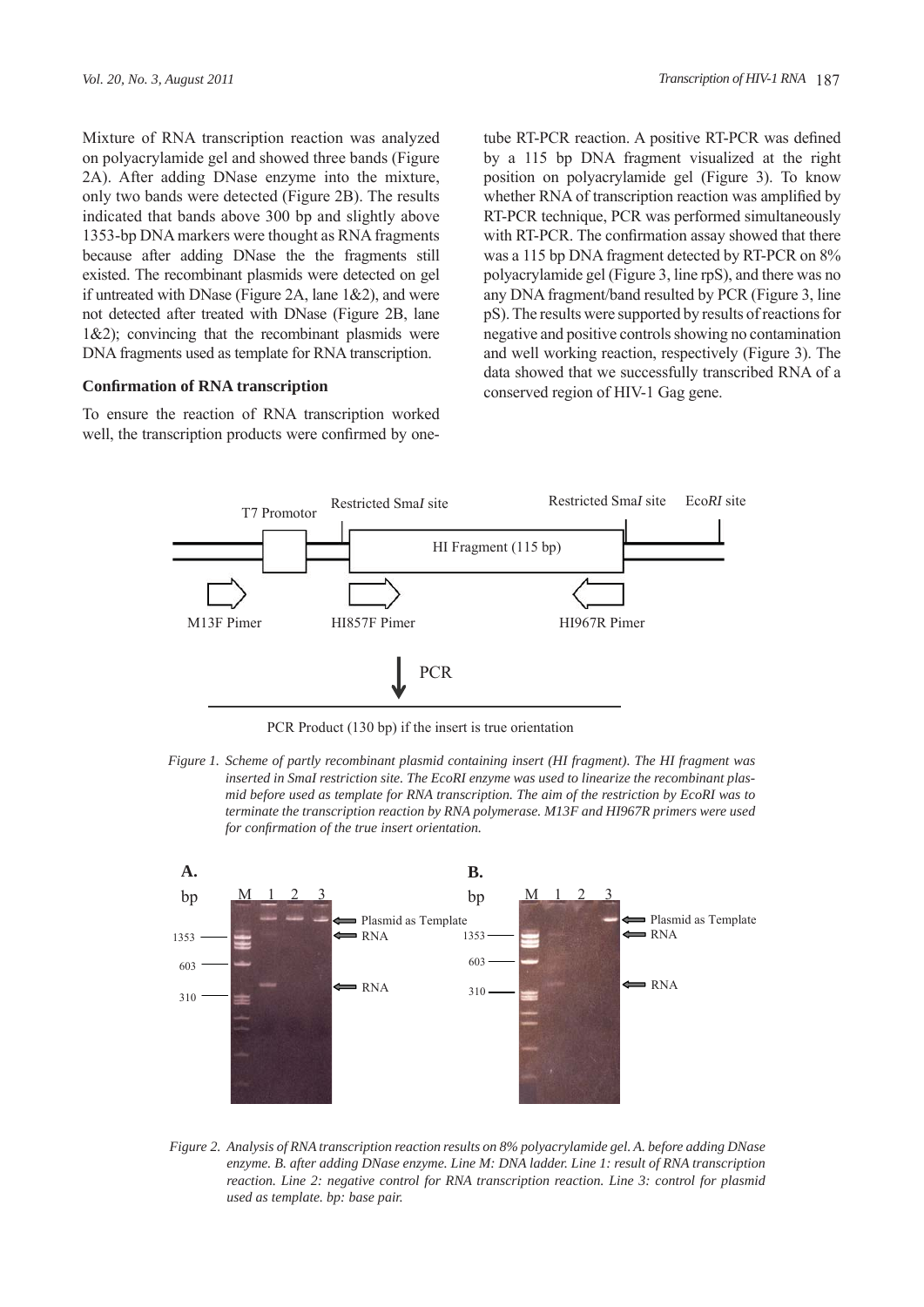Mixture of RNA transcription reaction was analyzed on polyacrylamide gel and showed three bands (Figure 2A). After adding DNase enzyme into the mixture, only two bands were detected (Figure 2B). The results indicated that bands above 300 bp and slightly above 1353-bp DNA markers were thought as RNA fragments because after adding DNase the the fragments still existed. The recombinant plasmids were detected on gel if untreated with DNase (Figure 2A, lane 1&2), and were not detected after treated with DNase (Figure 2B, lane 1&2); convincing that the recombinant plasmids were DNA fragments used as template for RNA transcription.

### Confirmation of RNA transcription

To ensure the reaction of RNA transcription worked well, the transcription products were confirmed by one-tube RT-PCR reaction. A positive RT-PCR was defined by a 115 bp DNA fragment visualized at the right position on polyacrylamide gel (Figure 3). To know whether RNA of transcription reaction was amplified by RT-PCR technique, PCR was performed simultaneously with RT-PCR. The confirmation assay showed that there was a 115 bp DNA fragment detected by RT-PCR on 8% polyacrylamide gel (Figure 3, line rpS), and there was no any DNA fragment/band resulted by PCR (Figure 3, line pS). The results were supported by results of reactions for negative and positive controls showing no contamination and well working reaction, respectively (Figure 3). The data showed that we successfully transcribed RNA of a conserved region of HIV-1 Gag gene.

T7 Promotor | Restricted Sma*I* site | HI Fragment (115 bp) | Restricted Sma*I* site | Eco*RI* site

M13F Pimer | HI857F Pimer | HI967R Pimer

PCR

PCR Product (130 bp) if the insert is true orientation

*Figure 1. Scheme of partly recombinant plasmid containing insert (HI fragment). The HI fragment was inserted in SmaI restriction site. The EcoRI enzyme was used to linearize the recombinant plasmid before used as template for RNA transcription. The aim of the restriction by EcoRI was to terminate the transcription reaction by RNA polymerase. M13F and HI967R primers were used for confirmation of the true insert orientation.*

**A.** bp M 1 2 3 — 1353, 603, 310 — Plasmid as Template, RNA, RNA

**B.** bp M 1 2 3 — 1353, 603, 310 — Plasmid as Template, RNA, RNA

*Figure 2. Analysis of RNA transcription reaction results on 8% polyacrylamide gel. A. before adding DNase enzyme. B. after adding DNase enzyme. Line M: DNA ladder. Line 1: result of RNA transcription reaction. Line 2: negative control for RNA transcription reaction. Line 3: control for plasmid used as template. bp: base pair.*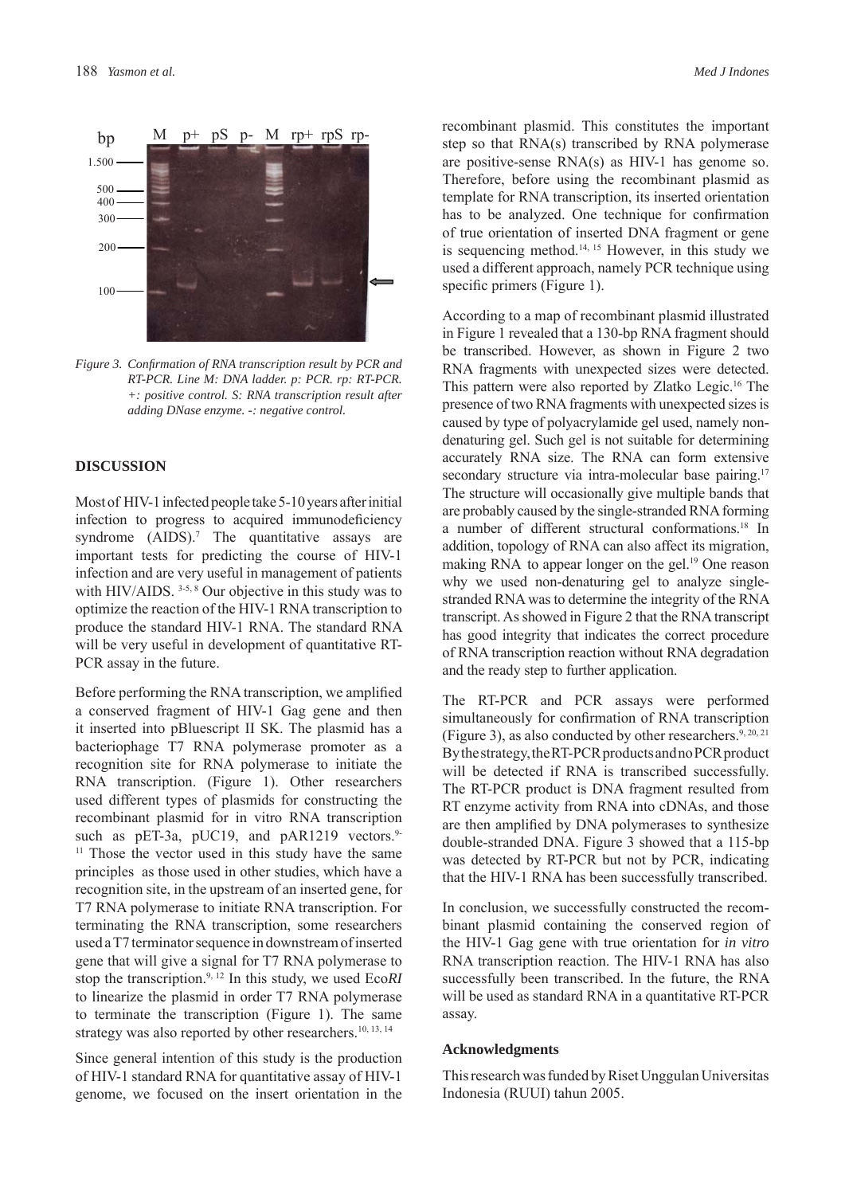Figure 3. Confirmation of RNA transcription result by PCR and RT-PCR. Line M: DNA ladder. p: PCR. rp: RT-PCR. +: positive control. S: RNA transcription result after adding DNase enzyme. -: negative control.

## DISCUSSION

Most of HIV-1 infected people take 5-10 years after initial infection to progress to acquired immunodeficiency syndrome (AIDS).[7] The quantitative assays are important tests for predicting the course of HIV-1 infection and are very useful in management of patients with HIV/AIDS. [3-5, 8] Our objective in this study was to optimize the reaction of the HIV-1 RNA transcription to produce the standard HIV-1 RNA. The standard RNA will be very useful in development of quantitative RT-PCR assay in the future.

Before performing the RNA transcription, we amplified a conserved fragment of HIV-1 Gag gene and then it inserted into pBluescript II SK. The plasmid has a bacteriophage T7 RNA polymerase promoter as a recognition site for RNA polymerase to initiate the RNA transcription. (Figure 1). Other researchers used different types of plasmids for constructing the recombinant plasmid for in vitro RNA transcription such as pET-3a, pUC19, and pAR1219 vectors.[9-11] Those the vector used in this study have the same principles as those used in other studies, which have a recognition site, in the upstream of an inserted gene, for T7 RNA polymerase to initiate RNA transcription. For terminating the RNA transcription, some researchers used a T7 terminator sequence in downstream of inserted gene that will give a signal for T7 RNA polymerase to stop the transcription.[9, 12] In this study, we used Eco*RI* to linearize the plasmid in order T7 RNA polymerase to terminate the transcription (Figure 1). The same strategy was also reported by other researchers.[10, 13, 14]

Since general intention of this study is the production of HIV-1 standard RNA for quantitative assay of HIV-1 genome, we focused on the insert orientation in the recombinant plasmid. This constitutes the important step so that RNA(s) transcribed by RNA polymerase are positive-sense RNA(s) as HIV-1 has genome so. Therefore, before using the recombinant plasmid as template for RNA transcription, its inserted orientation has to be analyzed. One technique for confirmation of true orientation of inserted DNA fragment or gene is sequencing method.[14, 15] However, in this study we used a different approach, namely PCR technique using specific primers (Figure 1).

According to a map of recombinant plasmid illustrated in Figure 1 revealed that a 130-bp RNA fragment should be transcribed. However, as shown in Figure 2 two RNA fragments with unexpected sizes were detected. This pattern were also reported by Zlatko Legic.[16] The presence of two RNA fragments with unexpected sizes is caused by type of polyacrylamide gel used, namely non-denaturing gel. Such gel is not suitable for determining accurately RNA size. The RNA can form extensive secondary structure via intra-molecular base pairing.[17] The structure will occasionally give multiple bands that are probably caused by the single-stranded RNA forming a number of different structural conformations.[18] In addition, topology of RNA can also affect its migration, making RNA to appear longer on the gel.[19] One reason why we used non-denaturing gel to analyze single-stranded RNA was to determine the integrity of the RNA transcript. As showed in Figure 2 that the RNA transcript has good integrity that indicates the correct procedure of RNA transcription reaction without RNA degradation and the ready step to further application.

The RT-PCR and PCR assays were performed simultaneously for confirmation of RNA transcription (Figure 3), as also conducted by other researchers.[9, 20, 21] By the strategy, the RT-PCR products and no PCR product will be detected if RNA is transcribed successfully. The RT-PCR product is DNA fragment resulted from RT enzyme activity from RNA into cDNAs, and those are then amplified by DNA polymerases to synthesize double-stranded DNA. Figure 3 showed that a 115-bp was detected by RT-PCR but not by PCR, indicating that the HIV-1 RNA has been successfully transcribed.

In conclusion, we successfully constructed the recombinant plasmid containing the conserved region of the HIV-1 Gag gene with true orientation for *in vitro* RNA transcription reaction. The HIV-1 RNA has also successfully been transcribed. In the future, the RNA will be used as standard RNA in a quantitative RT-PCR assay.

### Acknowledgments

This research was funded by Riset Unggulan Universitas Indonesia (RUUI) tahun 2005.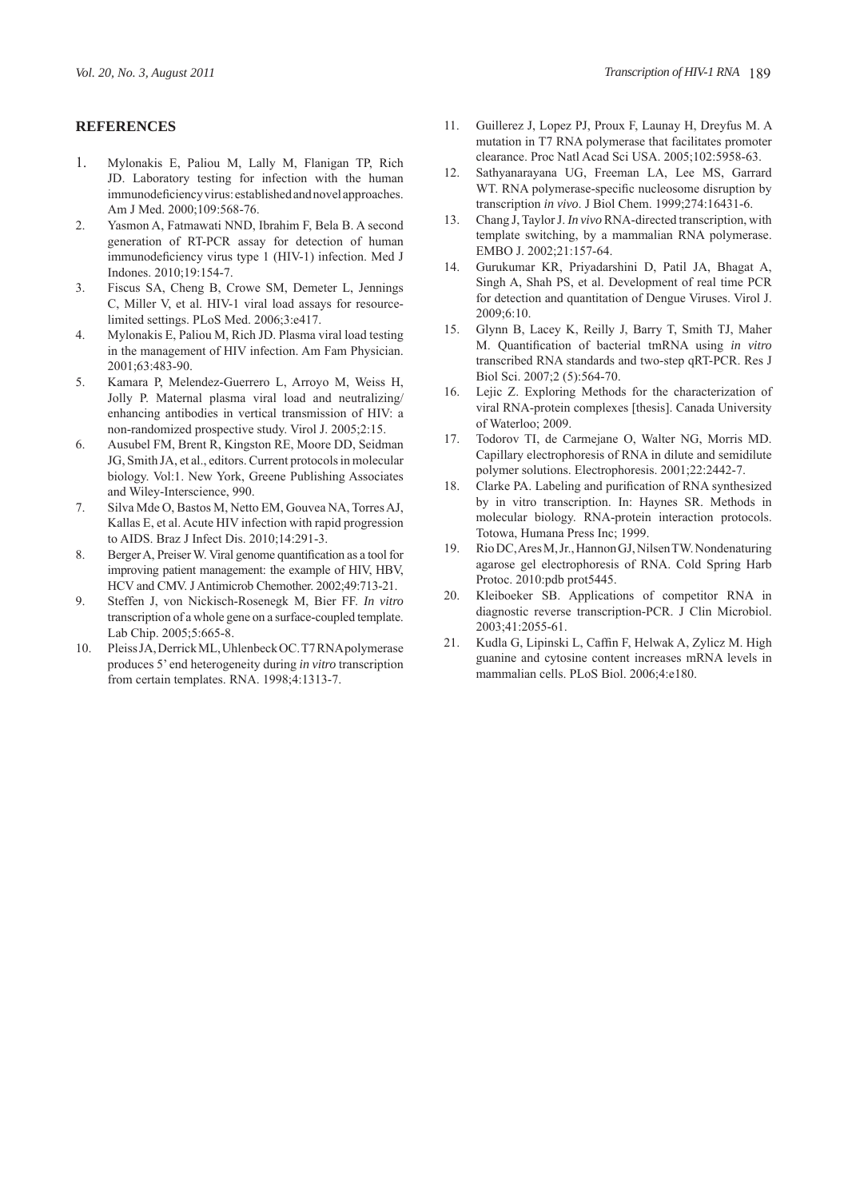## REFERENCES

1. Mylonakis E, Paliou M, Lally M, Flanigan TP, Rich JD. Laboratory testing for infection with the human immunodeficiency virus: established and novel approaches. Am J Med. 2000;109:568-76.
2. Yasmon A, Fatmawati NND, Ibrahim F, Bela B. A second generation of RT-PCR assay for detection of human immunodeficiency virus type 1 (HIV-1) infection. Med J Indones. 2010;19:154-7.
3. Fiscus SA, Cheng B, Crowe SM, Demeter L, Jennings C, Miller V, et al. HIV-1 viral load assays for resource-limited settings. PLoS Med. 2006;3:e417.
4. Mylonakis E, Paliou M, Rich JD. Plasma viral load testing in the management of HIV infection. Am Fam Physician. 2001;63:483-90.
5. Kamara P, Melendez-Guerrero L, Arroyo M, Weiss H, Jolly P. Maternal plasma viral load and neutralizing/enhancing antibodies in vertical transmission of HIV: a non-randomized prospective study. Virol J. 2005;2:15.
6. Ausubel FM, Brent R, Kingston RE, Moore DD, Seidman JG, Smith JA, et al., editors. Current protocols in molecular biology. Vol:1. New York, Greene Publishing Associates and Wiley-Interscience, 990.
7. Silva Mde O, Bastos M, Netto EM, Gouvea NA, Torres AJ, Kallas E, et al. Acute HIV infection with rapid progression to AIDS. Braz J Infect Dis. 2010;14:291-3.
8. Berger A, Preiser W. Viral genome quantification as a tool for improving patient management: the example of HIV, HBV, HCV and CMV. J Antimicrob Chemother. 2002;49:713-21.
9. Steffen J, von Nickisch-Rosenegk M, Bier FF. *In vitro* transcription of a whole gene on a surface-coupled template. Lab Chip. 2005;5:665-8.
10. Pleiss JA, Derrick ML, Uhlenbeck OC. T7 RNA polymerase produces 5' end heterogeneity during *in vitro* transcription from certain templates. RNA. 1998;4:1313-7.
11. Guillerez J, Lopez PJ, Proux F, Launay H, Dreyfus M. A mutation in T7 RNA polymerase that facilitates promoter clearance. Proc Natl Acad Sci USA. 2005;102:5958-63.
12. Sathyanarayana UG, Freeman LA, Lee MS, Garrard WT. RNA polymerase-specific nucleosome disruption by transcription *in vivo*. J Biol Chem. 1999;274:16431-6.
13. Chang J, Taylor J. *In vivo* RNA-directed transcription, with template switching, by a mammalian RNA polymerase. EMBO J. 2002;21:157-64.
14. Gurukumar KR, Priyadarshini D, Patil JA, Bhagat A, Singh A, Shah PS, et al. Development of real time PCR for detection and quantitation of Dengue Viruses. Virol J. 2009;6:10.
15. Glynn B, Lacey K, Reilly J, Barry T, Smith TJ, Maher M. Quantification of bacterial tmRNA using *in vitro* transcribed RNA standards and two-step qRT-PCR. Res J Biol Sci. 2007;2 (5):564-70.
16. Lejic Z. Exploring Methods for the characterization of viral RNA-protein complexes [thesis]. Canada University of Waterloo; 2009.
17. Todorov TI, de Carmejane O, Walter NG, Morris MD. Capillary electrophoresis of RNA in dilute and semidilute polymer solutions. Electrophoresis. 2001;22:2442-7.
18. Clarke PA. Labeling and purification of RNA synthesized by in vitro transcription. In: Haynes SR. Methods in molecular biology. RNA-protein interaction protocols. Totowa, Humana Press Inc; 1999.
19. Rio DC, Ares M, Jr., Hannon GJ, Nilsen TW. Nondenaturing agarose gel electrophoresis of RNA. Cold Spring Harb Protoc. 2010:pdb prot5445.
20. Kleiboeker SB. Applications of competitor RNA in diagnostic reverse transcription-PCR. J Clin Microbiol. 2003;41:2055-61.
21. Kudla G, Lipinski L, Caffin F, Helwak A, Zylicz M. High guanine and cytosine content increases mRNA levels in mammalian cells. PLoS Biol. 2006;4:e180.